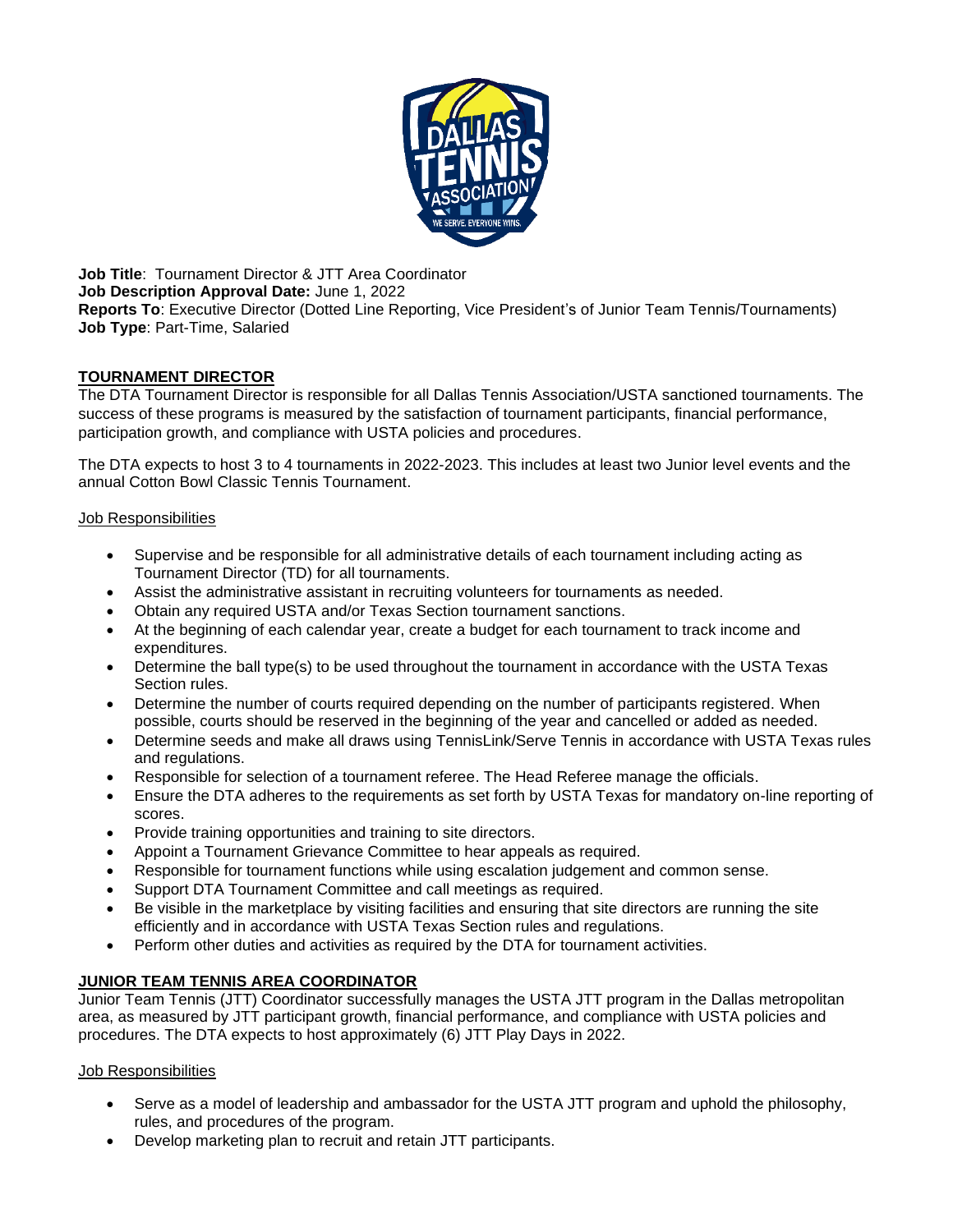**Job Title**: Tournament Director & JTT Area Coordinator
**Job Description Approval Date:** June 1, 2022
**Reports To**: Executive Director (Dotted Line Reporting, Vice President's of Junior Team Tennis/Tournaments)
**Job Type**: Part-Time, Salaried

## TOURNAMENT DIRECTOR

The DTA Tournament Director is responsible for all Dallas Tennis Association/USTA sanctioned tournaments. The success of these programs is measured by the satisfaction of tournament participants, financial performance, participation growth, and compliance with USTA policies and procedures.

The DTA expects to host 3 to 4 tournaments in 2022-2023. This includes at least two Junior level events and the annual Cotton Bowl Classic Tennis Tournament.

### Job Responsibilities

- Supervise and be responsible for all administrative details of each tournament including acting as Tournament Director (TD) for all tournaments.
- Assist the administrative assistant in recruiting volunteers for tournaments as needed.
- Obtain any required USTA and/or Texas Section tournament sanctions.
- At the beginning of each calendar year, create a budget for each tournament to track income and expenditures.
- Determine the ball type(s) to be used throughout the tournament in accordance with the USTA Texas Section rules.
- Determine the number of courts required depending on the number of participants registered. When possible, courts should be reserved in the beginning of the year and cancelled or added as needed.
- Determine seeds and make all draws using TennisLink/Serve Tennis in accordance with USTA Texas rules and regulations.
- Responsible for selection of a tournament referee. The Head Referee manage the officials.
- Ensure the DTA adheres to the requirements as set forth by USTA Texas for mandatory on-line reporting of scores.
- Provide training opportunities and training to site directors.
- Appoint a Tournament Grievance Committee to hear appeals as required.
- Responsible for tournament functions while using escalation judgement and common sense.
- Support DTA Tournament Committee and call meetings as required.
- Be visible in the marketplace by visiting facilities and ensuring that site directors are running the site efficiently and in accordance with USTA Texas Section rules and regulations.
- Perform other duties and activities as required by the DTA for tournament activities.

## JUNIOR TEAM TENNIS AREA COORDINATOR

Junior Team Tennis (JTT) Coordinator successfully manages the USTA JTT program in the Dallas metropolitan area, as measured by JTT participant growth, financial performance, and compliance with USTA policies and procedures. The DTA expects to host approximately (6) JTT Play Days in 2022.

### Job Responsibilities

- Serve as a model of leadership and ambassador for the USTA JTT program and uphold the philosophy, rules, and procedures of the program.
- Develop marketing plan to recruit and retain JTT participants.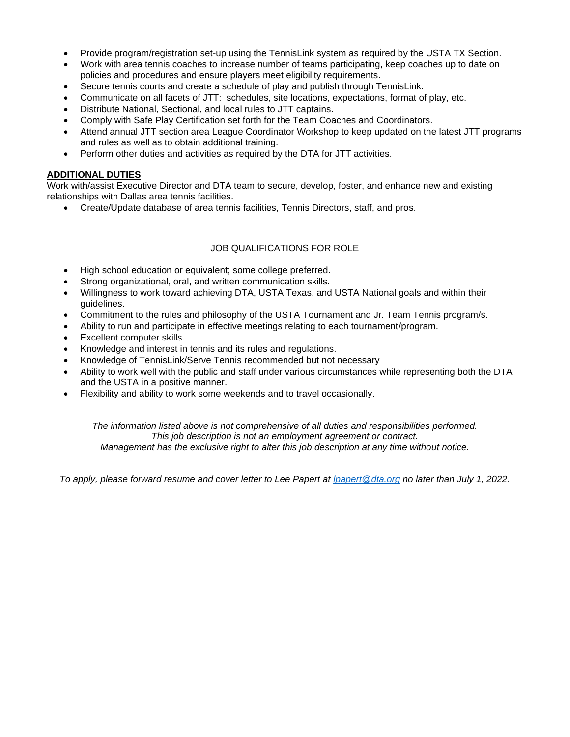- Provide program/registration set-up using the TennisLink system as required by the USTA TX Section.
- Work with area tennis coaches to increase number of teams participating, keep coaches up to date on policies and procedures and ensure players meet eligibility requirements.
- Secure tennis courts and create a schedule of play and publish through TennisLink.
- Communicate on all facets of JTT: schedules, site locations, expectations, format of play, etc.
- Distribute National, Sectional, and local rules to JTT captains.
- Comply with Safe Play Certification set forth for the Team Coaches and Coordinators.
- Attend annual JTT section area League Coordinator Workshop to keep updated on the latest JTT programs and rules as well as to obtain additional training.
- Perform other duties and activities as required by the DTA for JTT activities.

**ADDITIONAL DUTIES**

Work with/assist Executive Director and DTA team to secure, develop, foster, and enhance new and existing relationships with Dallas area tennis facilities.

- Create/Update database of area tennis facilities, Tennis Directors, staff, and pros.

## JOB QUALIFICATIONS FOR ROLE

- High school education or equivalent; some college preferred.
- Strong organizational, oral, and written communication skills.
- Willingness to work toward achieving DTA, USTA Texas, and USTA National goals and within their guidelines.
- Commitment to the rules and philosophy of the USTA Tournament and Jr. Team Tennis program/s.
- Ability to run and participate in effective meetings relating to each tournament/program.
- Excellent computer skills.
- Knowledge and interest in tennis and its rules and regulations.
- Knowledge of TennisLink/Serve Tennis recommended but not necessary
- Ability to work well with the public and staff under various circumstances while representing both the DTA and the USTA in a positive manner.
- Flexibility and ability to work some weekends and to travel occasionally.

*The information listed above is not comprehensive of all duties and responsibilities performed.*
*This job description is not an employment agreement or contract.*
*Management has the exclusive right to alter this job description at any time without notice.*

*To apply, please forward resume and cover letter to Lee Papert at lpapert@dta.org no later than July 1, 2022.*